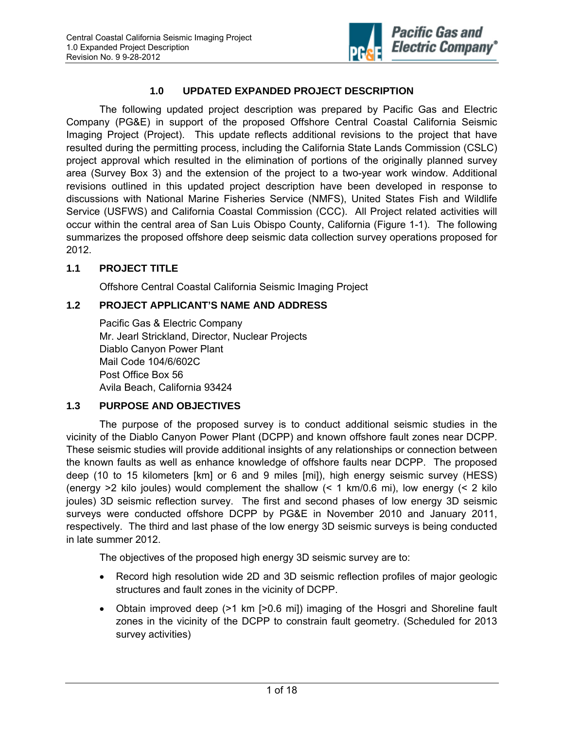## 1.0 UPDATED EXPANDED PROJECT DESCRIPTION

The following updated project description was prepared by Pacific Gas and Electric Company (PG&E) in support of the proposed Offshore Central Coastal California Seismic Imaging Project (Project). This update reflects additional revisions to the project that have resulted during the permitting process, including the California State Lands Commission (CSLC) project approval which resulted in the elimination of portions of the originally planned survey area (Survey Box 3) and the extension of the project to a two-year work window. Additional revisions outlined in this updated project description have been developed in response to discussions with National Marine Fisheries Service (NMFS), United States Fish and Wildlife Service (USFWS) and California Coastal Commission (CCC). All Project related activities will occur within the central area of San Luis Obispo County, California (Figure 1-1). The following summarizes the proposed offshore deep seismic data collection survey operations proposed for 2012.

### 1.1 PROJECT TITLE

Offshore Central Coastal California Seismic Imaging Project

### 1.2 PROJECT APPLICANT'S NAME AND ADDRESS

Pacific Gas & Electric Company
Mr. Jearl Strickland, Director, Nuclear Projects
Diablo Canyon Power Plant
Mail Code 104/6/602C
Post Office Box 56
Avila Beach, California 93424

### 1.3 PURPOSE AND OBJECTIVES

The purpose of the proposed survey is to conduct additional seismic studies in the vicinity of the Diablo Canyon Power Plant (DCPP) and known offshore fault zones near DCPP. These seismic studies will provide additional insights of any relationships or connection between the known faults as well as enhance knowledge of offshore faults near DCPP. The proposed deep (10 to 15 kilometers [km] or 6 and 9 miles [mi]), high energy seismic survey (HESS) (energy >2 kilo joules) would complement the shallow (< 1 km/0.6 mi), low energy (< 2 kilo joules) 3D seismic reflection survey. The first and second phases of low energy 3D seismic surveys were conducted offshore DCPP by PG&E in November 2010 and January 2011, respectively. The third and last phase of the low energy 3D seismic surveys is being conducted in late summer 2012.

The objectives of the proposed high energy 3D seismic survey are to:

- Record high resolution wide 2D and 3D seismic reflection profiles of major geologic structures and fault zones in the vicinity of DCPP.
- Obtain improved deep (>1 km [>0.6 mi]) imaging of the Hosgri and Shoreline fault zones in the vicinity of the DCPP to constrain fault geometry. (Scheduled for 2013 survey activities)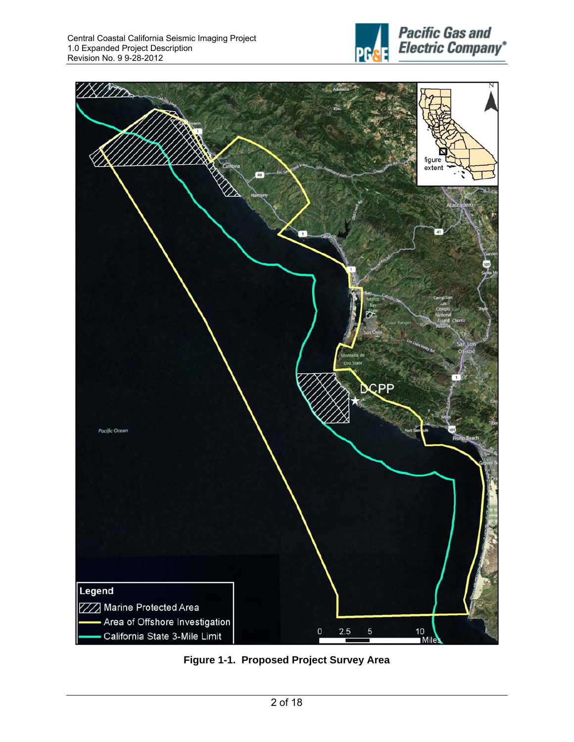Figure 1-1. Proposed Project Survey Area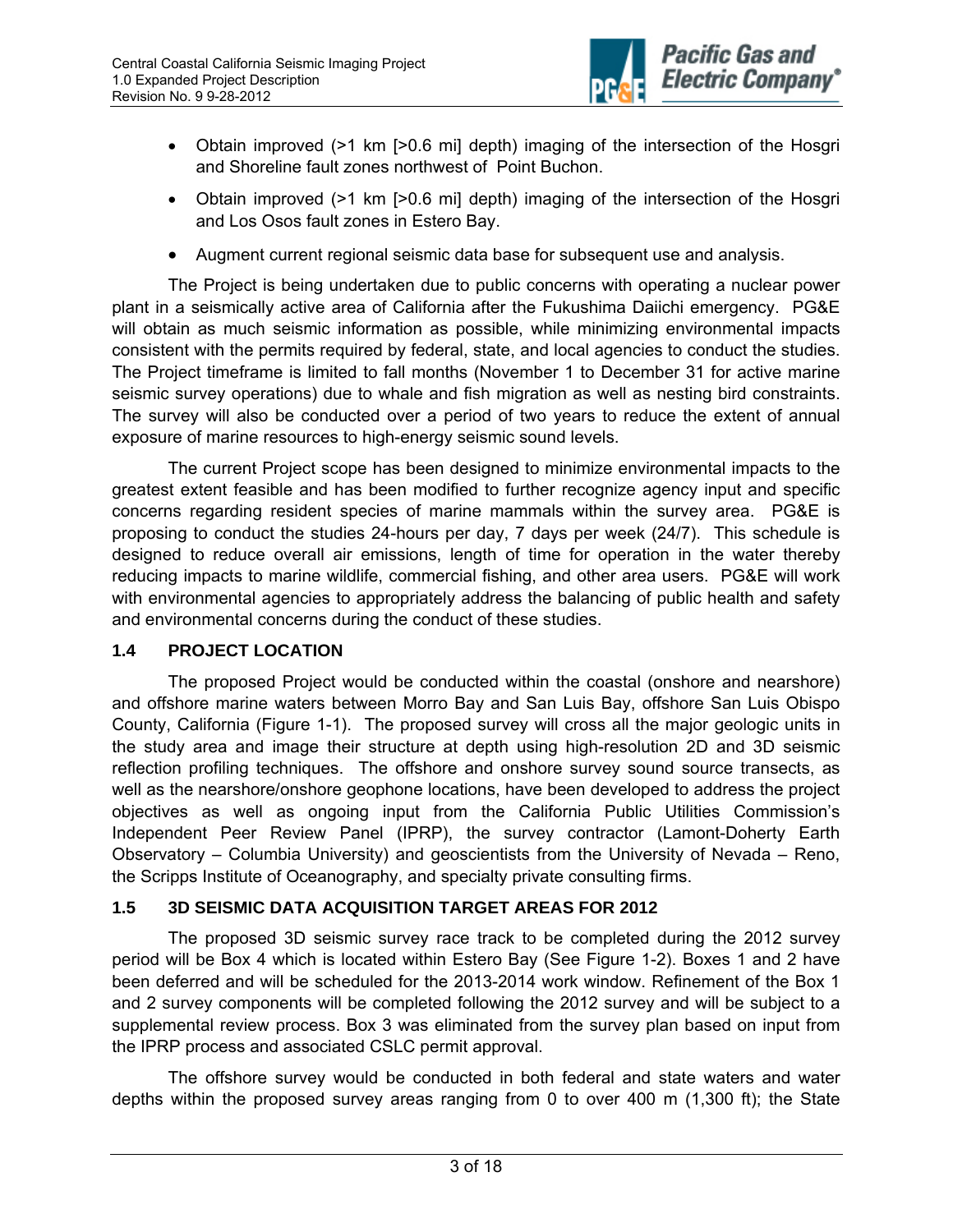- Obtain improved (>1 km [>0.6 mi] depth) imaging of the intersection of the Hosgri and Shoreline fault zones northwest of Point Buchon.
- Obtain improved (>1 km [>0.6 mi] depth) imaging of the intersection of the Hosgri and Los Osos fault zones in Estero Bay.
- Augment current regional seismic data base for subsequent use and analysis.

The Project is being undertaken due to public concerns with operating a nuclear power plant in a seismically active area of California after the Fukushima Daiichi emergency. PG&E will obtain as much seismic information as possible, while minimizing environmental impacts consistent with the permits required by federal, state, and local agencies to conduct the studies. The Project timeframe is limited to fall months (November 1 to December 31 for active marine seismic survey operations) due to whale and fish migration as well as nesting bird constraints. The survey will also be conducted over a period of two years to reduce the extent of annual exposure of marine resources to high-energy seismic sound levels.

The current Project scope has been designed to minimize environmental impacts to the greatest extent feasible and has been modified to further recognize agency input and specific concerns regarding resident species of marine mammals within the survey area. PG&E is proposing to conduct the studies 24-hours per day, 7 days per week (24/7). This schedule is designed to reduce overall air emissions, length of time for operation in the water thereby reducing impacts to marine wildlife, commercial fishing, and other area users. PG&E will work with environmental agencies to appropriately address the balancing of public health and safety and environmental concerns during the conduct of these studies.

## 1.4 PROJECT LOCATION

The proposed Project would be conducted within the coastal (onshore and nearshore) and offshore marine waters between Morro Bay and San Luis Bay, offshore San Luis Obispo County, California (Figure 1-1). The proposed survey will cross all the major geologic units in the study area and image their structure at depth using high-resolution 2D and 3D seismic reflection profiling techniques. The offshore and onshore survey sound source transects, as well as the nearshore/onshore geophone locations, have been developed to address the project objectives as well as ongoing input from the California Public Utilities Commission's Independent Peer Review Panel (IPRP), the survey contractor (Lamont-Doherty Earth Observatory – Columbia University) and geoscientists from the University of Nevada – Reno, the Scripps Institute of Oceanography, and specialty private consulting firms.

## 1.5 3D SEISMIC DATA ACQUISITION TARGET AREAS FOR 2012

The proposed 3D seismic survey race track to be completed during the 2012 survey period will be Box 4 which is located within Estero Bay (See Figure 1-2). Boxes 1 and 2 have been deferred and will be scheduled for the 2013-2014 work window. Refinement of the Box 1 and 2 survey components will be completed following the 2012 survey and will be subject to a supplemental review process. Box 3 was eliminated from the survey plan based on input from the IPRP process and associated CSLC permit approval.

The offshore survey would be conducted in both federal and state waters and water depths within the proposed survey areas ranging from 0 to over 400 m (1,300 ft); the State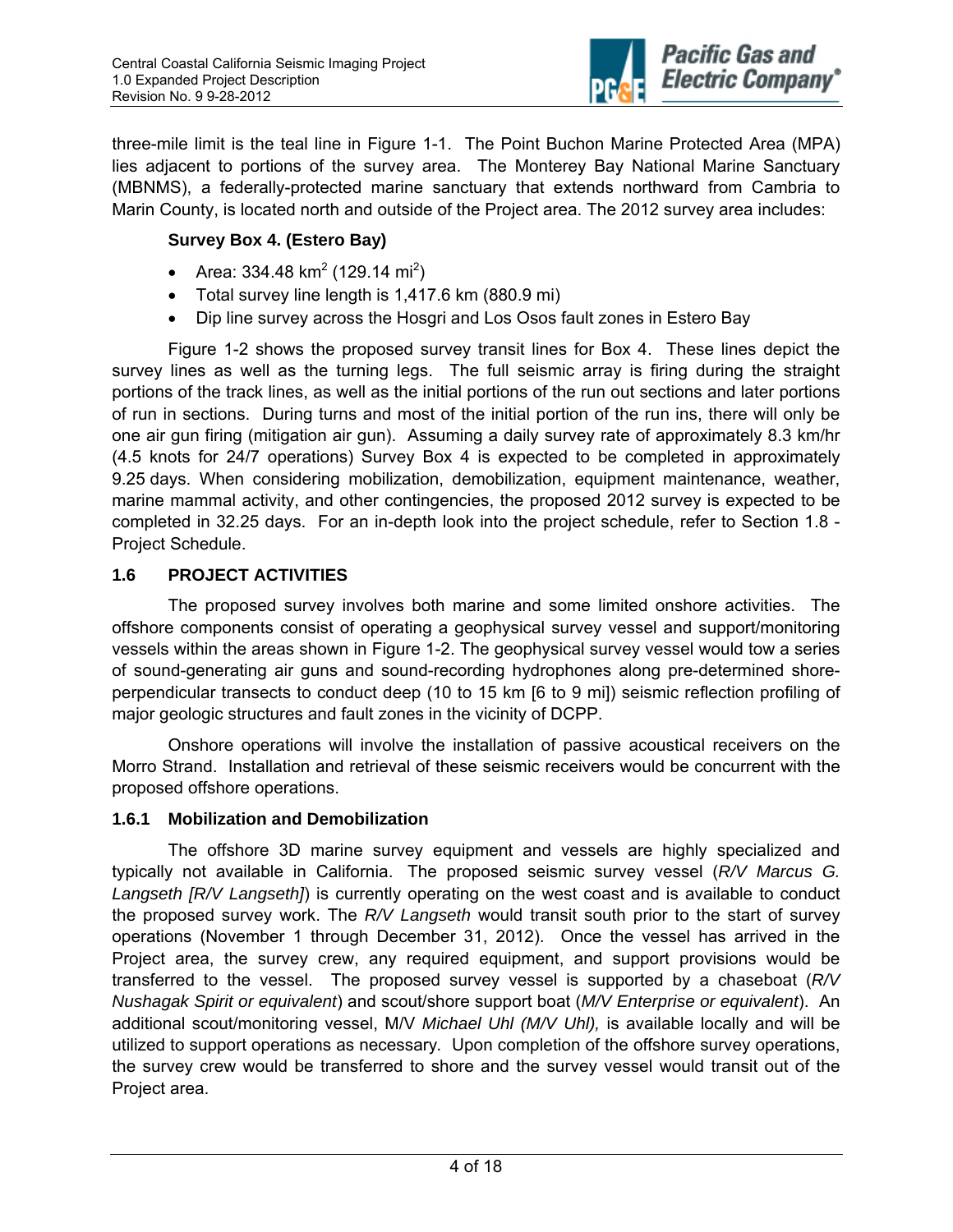three-mile limit is the teal line in Figure 1-1. The Point Buchon Marine Protected Area (MPA) lies adjacent to portions of the survey area. The Monterey Bay National Marine Sanctuary (MBNMS), a federally-protected marine sanctuary that extends northward from Cambria to Marin County, is located north and outside of the Project area. The 2012 survey area includes:

**Survey Box 4. (Estero Bay)**

- Area: 334.48 $km^2$ (129.14 $mi^2$)
- Total survey line length is 1,417.6 km (880.9 mi)
- Dip line survey across the Hosgri and Los Osos fault zones in Estero Bay

Figure 1-2 shows the proposed survey transit lines for Box 4. These lines depict the survey lines as well as the turning legs. The full seismic array is firing during the straight portions of the track lines, as well as the initial portions of the run out sections and later portions of run in sections. During turns and most of the initial portion of the run ins, there will only be one air gun firing (mitigation air gun). Assuming a daily survey rate of approximately 8.3 km/hr (4.5 knots for 24/7 operations) Survey Box 4 is expected to be completed in approximately 9.25 days. When considering mobilization, demobilization, equipment maintenance, weather, marine mammal activity, and other contingencies, the proposed 2012 survey is expected to be completed in 32.25 days. For an in-depth look into the project schedule, refer to Section 1.8 - Project Schedule.

## 1.6 PROJECT ACTIVITIES

The proposed survey involves both marine and some limited onshore activities. The offshore components consist of operating a geophysical survey vessel and support/monitoring vessels within the areas shown in Figure 1-2. The geophysical survey vessel would tow a series of sound-generating air guns and sound-recording hydrophones along pre-determined shore-perpendicular transects to conduct deep (10 to 15 km [6 to 9 mi]) seismic reflection profiling of major geologic structures and fault zones in the vicinity of DCPP.

Onshore operations will involve the installation of passive acoustical receivers on the Morro Strand. Installation and retrieval of these seismic receivers would be concurrent with the proposed offshore operations.

### 1.6.1 Mobilization and Demobilization

The offshore 3D marine survey equipment and vessels are highly specialized and typically not available in California. The proposed seismic survey vessel (*R/V Marcus G. Langseth [R/V Langseth]*) is currently operating on the west coast and is available to conduct the proposed survey work. The *R/V Langseth* would transit south prior to the start of survey operations (November 1 through December 31, 2012). Once the vessel has arrived in the Project area, the survey crew, any required equipment, and support provisions would be transferred to the vessel. The proposed survey vessel is supported by a chaseboat (*R/V Nushagak Spirit or equivalent*) and scout/shore support boat (*M/V Enterprise or equivalent*). An additional scout/monitoring vessel, M/V *Michael Uhl (M/V Uhl),* is available locally and will be utilized to support operations as necessary. Upon completion of the offshore survey operations, the survey crew would be transferred to shore and the survey vessel would transit out of the Project area.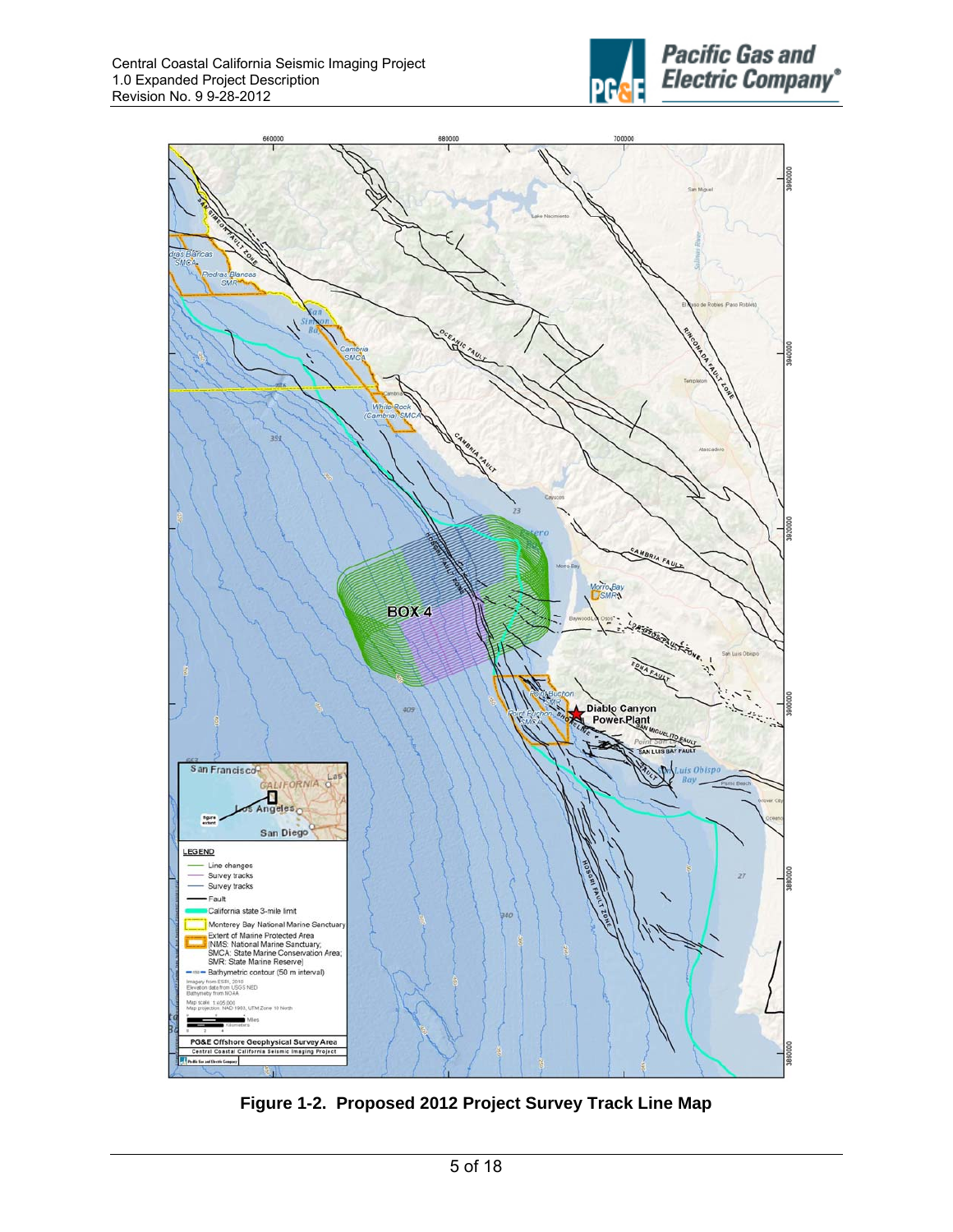Figure 1-2. Proposed 2012 Project Survey Track Line Map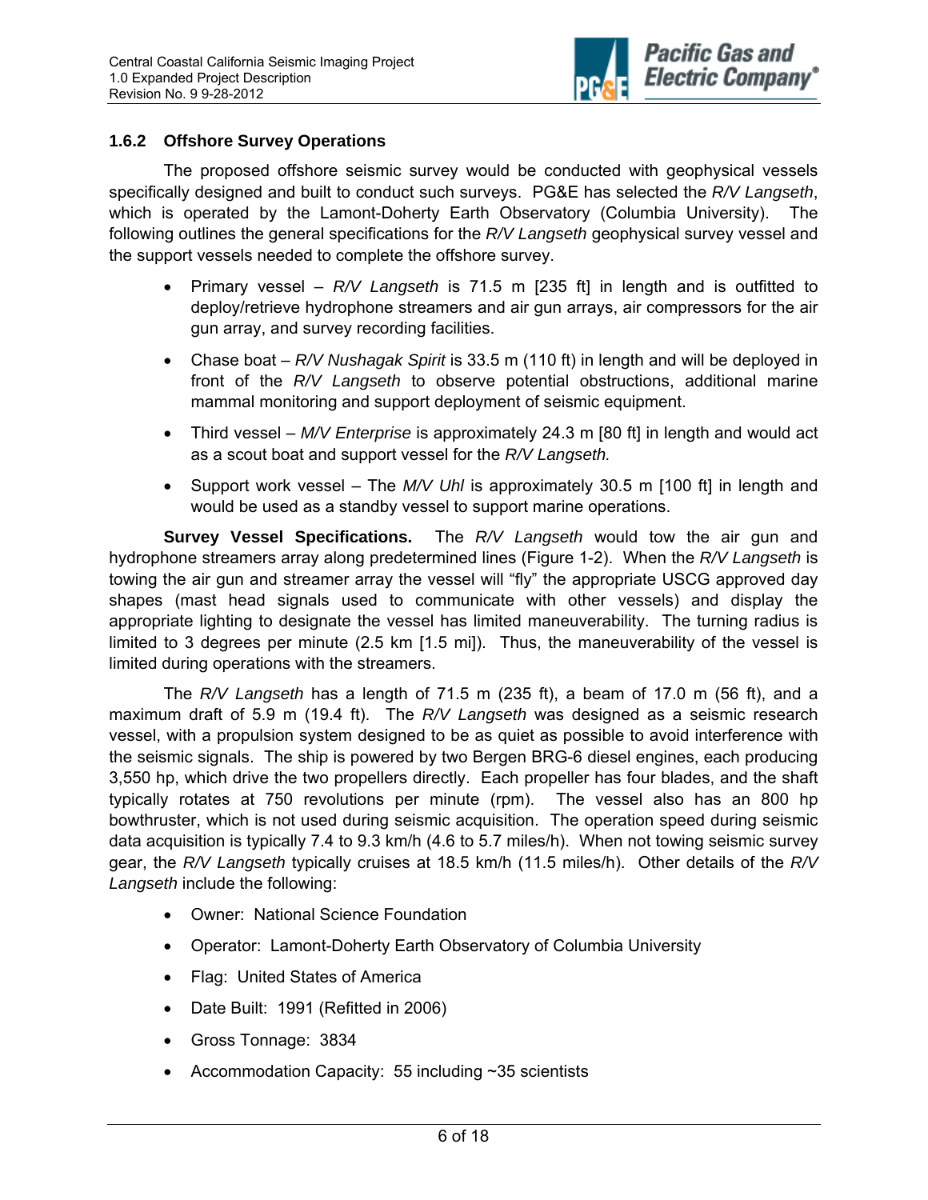### 1.6.2 Offshore Survey Operations

The proposed offshore seismic survey would be conducted with geophysical vessels specifically designed and built to conduct such surveys. PG&E has selected the *R/V Langseth*, which is operated by the Lamont-Doherty Earth Observatory (Columbia University). The following outlines the general specifications for the *R/V Langseth* geophysical survey vessel and the support vessels needed to complete the offshore survey.

- Primary vessel – *R/V Langseth* is 71.5 m [235 ft] in length and is outfitted to deploy/retrieve hydrophone streamers and air gun arrays, air compressors for the air gun array, and survey recording facilities.
- Chase boat – *R/V Nushagak Spirit* is 33.5 m (110 ft) in length and will be deployed in front of the *R/V Langseth* to observe potential obstructions, additional marine mammal monitoring and support deployment of seismic equipment.
- Third vessel – *M/V Enterprise* is approximately 24.3 m [80 ft] in length and would act as a scout boat and support vessel for the *R/V Langseth.*
- Support work vessel – The *M/V Uhl* is approximately 30.5 m [100 ft] in length and would be used as a standby vessel to support marine operations.

**Survey Vessel Specifications.** The *R/V Langseth* would tow the air gun and hydrophone streamers array along predetermined lines (Figure 1-2). When the *R/V Langseth* is towing the air gun and streamer array the vessel will "fly" the appropriate USCG approved day shapes (mast head signals used to communicate with other vessels) and display the appropriate lighting to designate the vessel has limited maneuverability. The turning radius is limited to 3 degrees per minute (2.5 km [1.5 mi]). Thus, the maneuverability of the vessel is limited during operations with the streamers.

The *R/V Langseth* has a length of 71.5 m (235 ft), a beam of 17.0 m (56 ft), and a maximum draft of 5.9 m (19.4 ft). The *R/V Langseth* was designed as a seismic research vessel, with a propulsion system designed to be as quiet as possible to avoid interference with the seismic signals. The ship is powered by two Bergen BRG-6 diesel engines, each producing 3,550 hp, which drive the two propellers directly. Each propeller has four blades, and the shaft typically rotates at 750 revolutions per minute (rpm). The vessel also has an 800 hp bowthruster, which is not used during seismic acquisition. The operation speed during seismic data acquisition is typically 7.4 to 9.3 km/h (4.6 to 5.7 miles/h). When not towing seismic survey gear, the *R/V Langseth* typically cruises at 18.5 km/h (11.5 miles/h). Other details of the *R/V Langseth* include the following:

- Owner: National Science Foundation
- Operator: Lamont-Doherty Earth Observatory of Columbia University
- Flag: United States of America
- Date Built: 1991 (Refitted in 2006)
- Gross Tonnage: 3834
- Accommodation Capacity: 55 including ~35 scientists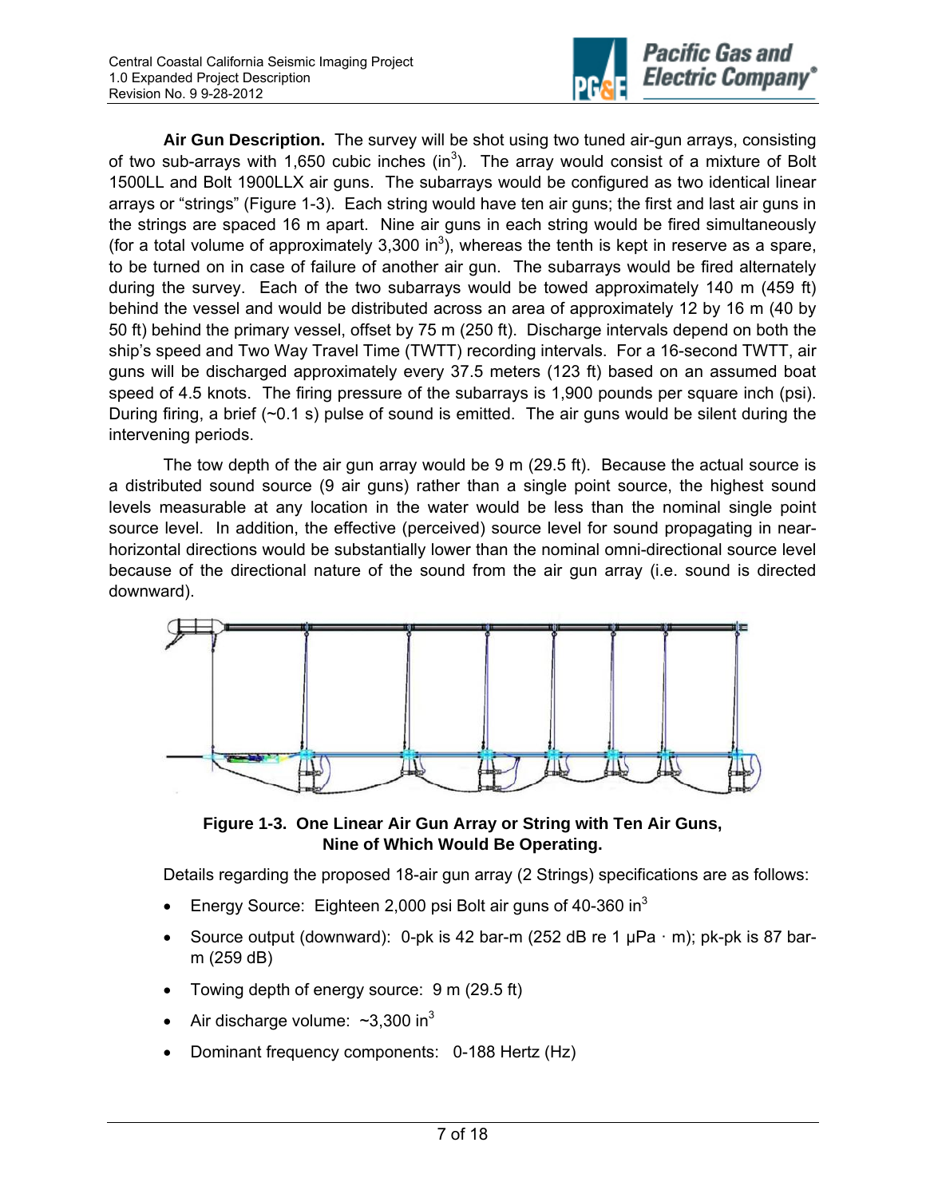**Air Gun Description.** The survey will be shot using two tuned air-gun arrays, consisting of two sub-arrays with 1,650 cubic inches ($in^3$). The array would consist of a mixture of Bolt 1500LL and Bolt 1900LLX air guns. The subarrays would be configured as two identical linear arrays or "strings" (Figure 1-3). Each string would have ten air guns; the first and last air guns in the strings are spaced 16 m apart. Nine air guns in each string would be fired simultaneously (for a total volume of approximately 3,300 $in^3$), whereas the tenth is kept in reserve as a spare, to be turned on in case of failure of another air gun. The subarrays would be fired alternately during the survey. Each of the two subarrays would be towed approximately 140 m (459 ft) behind the vessel and would be distributed across an area of approximately 12 by 16 m (40 by 50 ft) behind the primary vessel, offset by 75 m (250 ft). Discharge intervals depend on both the ship's speed and Two Way Travel Time (TWTT) recording intervals. For a 16-second TWTT, air guns will be discharged approximately every 37.5 meters (123 ft) based on an assumed boat speed of 4.5 knots. The firing pressure of the subarrays is 1,900 pounds per square inch (psi). During firing, a brief (~0.1 s) pulse of sound is emitted. The air guns would be silent during the intervening periods.

The tow depth of the air gun array would be 9 m (29.5 ft). Because the actual source is a distributed sound source (9 air guns) rather than a single point source, the highest sound levels measurable at any location in the water would be less than the nominal single point source level. In addition, the effective (perceived) source level for sound propagating in near-horizontal directions would be substantially lower than the nominal omni-directional source level because of the directional nature of the sound from the air gun array (i.e. sound is directed downward).

**Figure 1-3. One Linear Air Gun Array or String with Ten Air Guns, Nine of Which Would Be Operating.**

Details regarding the proposed 18-air gun array (2 Strings) specifications are as follows:

- Energy Source: Eighteen 2,000 psi Bolt air guns of 40-360 $in^3$
- Source output (downward): 0-pk is 42 bar-m (252 dB re 1 μPa · m); pk-pk is 87 bar-m (259 dB)
- Towing depth of energy source: 9 m (29.5 ft)
- Air discharge volume: ~3,300 $in^3$
- Dominant frequency components: 0-188 Hertz (Hz)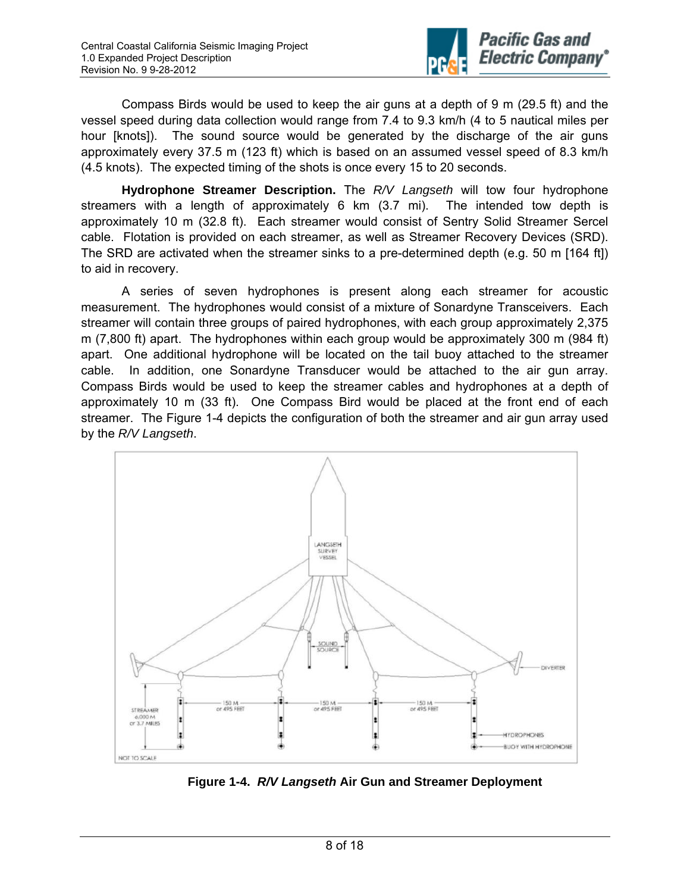Compass Birds would be used to keep the air guns at a depth of 9 m (29.5 ft) and the vessel speed during data collection would range from 7.4 to 9.3 km/h (4 to 5 nautical miles per hour [knots]). The sound source would be generated by the discharge of the air guns approximately every 37.5 m (123 ft) which is based on an assumed vessel speed of 8.3 km/h (4.5 knots). The expected timing of the shots is once every 15 to 20 seconds.

**Hydrophone Streamer Description.** The *R/V Langseth* will tow four hydrophone streamers with a length of approximately 6 km (3.7 mi). The intended tow depth is approximately 10 m (32.8 ft). Each streamer would consist of Sentry Solid Streamer Sercel cable. Flotation is provided on each streamer, as well as Streamer Recovery Devices (SRD). The SRD are activated when the streamer sinks to a pre-determined depth (e.g. 50 m [164 ft]) to aid in recovery.

A series of seven hydrophones is present along each streamer for acoustic measurement. The hydrophones would consist of a mixture of Sonardyne Transceivers. Each streamer will contain three groups of paired hydrophones, with each group approximately 2,375 m (7,800 ft) apart. The hydrophones within each group would be approximately 300 m (984 ft) apart. One additional hydrophone will be located on the tail buoy attached to the streamer cable. In addition, one Sonardyne Transducer would be attached to the air gun array. Compass Birds would be used to keep the streamer cables and hydrophones at a depth of approximately 10 m (33 ft). One Compass Bird would be placed at the front end of each streamer. The Figure 1-4 depicts the configuration of both the streamer and air gun array used by the *R/V Langseth*.

**Figure 1-4.** ***R/V Langseth*** **Air Gun and Streamer Deployment**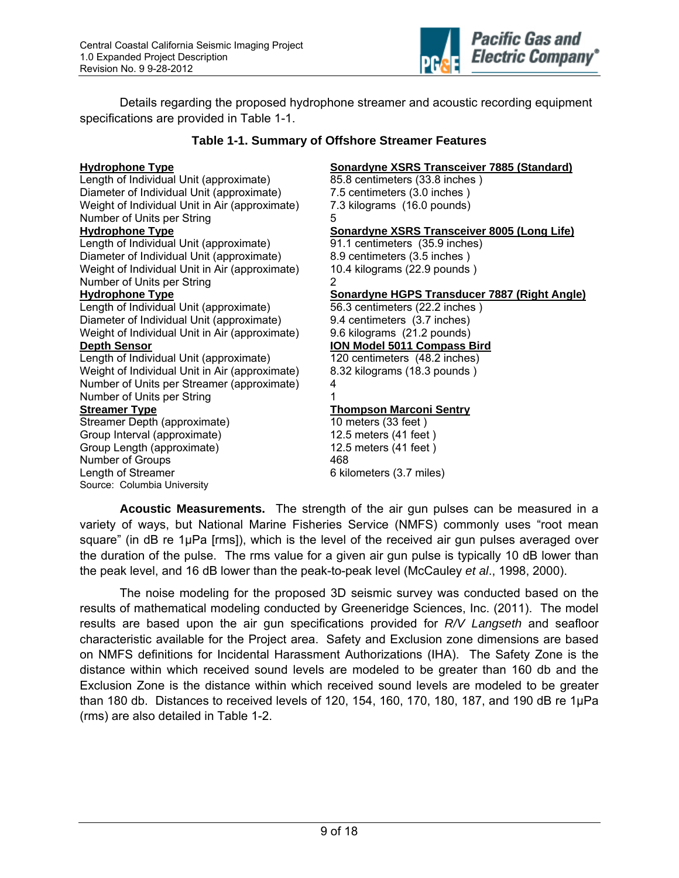Details regarding the proposed hydrophone streamer and acoustic recording equipment specifications are provided in Table 1-1.

**Table 1-1. Summary of Offshore Streamer Features**

| | |
|---|---|
| **Hydrophone Type** | **Sonardyne XSRS Transceiver 7885 (Standard)** |
| Length of Individual Unit (approximate) | 85.8 centimeters (33.8 inches ) |
| Diameter of Individual Unit (approximate) | 7.5 centimeters (3.0 inches ) |
| Weight of Individual Unit in Air (approximate) | 7.3 kilograms (16.0 pounds) |
| Number of Units per String | 5 |
| **Hydrophone Type** | **Sonardyne XSRS Transceiver 8005 (Long Life)** |
| Length of Individual Unit (approximate) | 91.1 centimeters (35.9 inches) |
| Diameter of Individual Unit (approximate) | 8.9 centimeters (3.5 inches ) |
| Weight of Individual Unit in Air (approximate) | 10.4 kilograms (22.9 pounds ) |
| Number of Units per String | 2 |
| **Hydrophone Type** | **Sonardyne HGPS Transducer 7887 (Right Angle)** |
| Length of Individual Unit (approximate) | 56.3 centimeters (22.2 inches ) |
| Diameter of Individual Unit (approximate) | 9.4 centimeters (3.7 inches) |
| Weight of Individual Unit in Air (approximate) | 9.6 kilograms (21.2 pounds) |
| **Depth Sensor** | **ION Model 5011 Compass Bird** |
| Length of Individual Unit (approximate) | 120 centimeters (48.2 inches) |
| Weight of Individual Unit in Air (approximate) | 8.32 kilograms (18.3 pounds ) |
| Number of Units per Streamer (approximate) | 4 |
| Number of Units per String | 1 |
| **Streamer Type** | **Thompson Marconi Sentry** |
| Streamer Depth (approximate) | 10 meters (33 feet ) |
| Group Interval (approximate) | 12.5 meters (41 feet ) |
| Group Length (approximate) | 12.5 meters (41 feet ) |
| Number of Groups | 468 |
| Length of Streamer | 6 kilometers (3.7 miles) |

Source: Columbia University

**Acoustic Measurements.** The strength of the air gun pulses can be measured in a variety of ways, but National Marine Fisheries Service (NMFS) commonly uses "root mean square" (in dB re 1μPa [rms]), which is the level of the received air gun pulses averaged over the duration of the pulse. The rms value for a given air gun pulse is typically 10 dB lower than the peak level, and 16 dB lower than the peak-to-peak level (McCauley *et al*., 1998, 2000).

The noise modeling for the proposed 3D seismic survey was conducted based on the results of mathematical modeling conducted by Greeneridge Sciences, Inc. (2011). The model results are based upon the air gun specifications provided for *R/V Langseth* and seafloor characteristic available for the Project area. Safety and Exclusion zone dimensions are based on NMFS definitions for Incidental Harassment Authorizations (IHA). The Safety Zone is the distance within which received sound levels are modeled to be greater than 160 db and the Exclusion Zone is the distance within which received sound levels are modeled to be greater than 180 db. Distances to received levels of 120, 154, 160, 170, 180, 187, and 190 dB re 1μPa (rms) are also detailed in Table 1-2.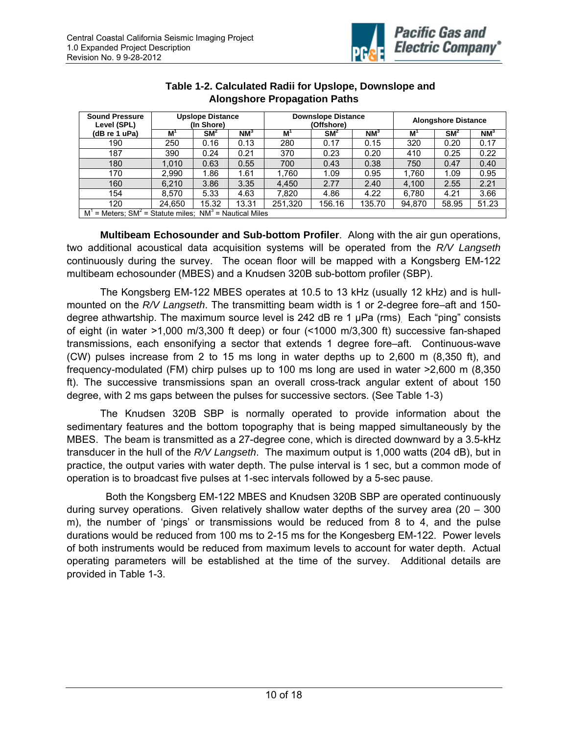**Table 1-2. Calculated Radii for Upslope, Downslope and Alongshore Propagation Paths**

| Sound Pressure Level (SPL) (dB re 1 uPa) | Upslope Distance (In Shore) | | | Downslope Distance (Offshore) | | | Alongshore Distance | | |
|---|---|---|---|---|---|---|---|---|---|
| | M[1] | SM[2] | NM[3] | M[1] | SM[2] | NM[3] | M[1] | SM[2] | NM[3] |
| 190 | 250 | 0.16 | 0.13 | 280 | 0.17 | 0.15 | 320 | 0.20 | 0.17 |
| 187 | 390 | 0.24 | 0.21 | 370 | 0.23 | 0.20 | 410 | 0.25 | 0.22 |
| 180 | 1,010 | 0.63 | 0.55 | 700 | 0.43 | 0.38 | 750 | 0.47 | 0.40 |
| 170 | 2,990 | 1.86 | 1.61 | 1,760 | 1.09 | 0.95 | 1,760 | 1.09 | 0.95 |
| 160 | 6,210 | 3.86 | 3.35 | 4,450 | 2.77 | 2.40 | 4,100 | 2.55 | 2.21 |
| 154 | 8,570 | 5.33 | 4.63 | 7,820 | 4.86 | 4.22 | 6,780 | 4.21 | 3.66 |
| 120 | 24,650 | 15.32 | 13.31 | 251,320 | 156.16 | 135.70 | 94,870 | 58.95 | 51.23 |

M[1] = Meters; SM[2] = Statute miles; NM[3] = Nautical Miles

**Multibeam Echosounder and Sub-bottom Profiler**. Along with the air gun operations, two additional acoustical data acquisition systems will be operated from the *R/V Langseth* continuously during the survey. The ocean floor will be mapped with a Kongsberg EM-122 multibeam echosounder (MBES) and a Knudsen 320B sub-bottom profiler (SBP).

The Kongsberg EM-122 MBES operates at 10.5 to 13 kHz (usually 12 kHz) and is hull-mounted on the *R/V Langseth*. The transmitting beam width is 1 or 2-degree fore–aft and 150-degree athwartship. The maximum source level is 242 dB re 1 μPa (rms). Each "ping" consists of eight (in water >1,000 m/3,300 ft deep) or four (<1000 m/3,300 ft) successive fan-shaped transmissions, each ensonifying a sector that extends 1 degree fore–aft. Continuous-wave (CW) pulses increase from 2 to 15 ms long in water depths up to 2,600 m (8,350 ft), and frequency-modulated (FM) chirp pulses up to 100 ms long are used in water >2,600 m (8,350 ft). The successive transmissions span an overall cross-track angular extent of about 150 degree, with 2 ms gaps between the pulses for successive sectors. (See Table 1-3)

The Knudsen 320B SBP is normally operated to provide information about the sedimentary features and the bottom topography that is being mapped simultaneously by the MBES. The beam is transmitted as a 27-degree cone, which is directed downward by a 3.5-kHz transducer in the hull of the *R/V Langseth*. The maximum output is 1,000 watts (204 dB), but in practice, the output varies with water depth. The pulse interval is 1 sec, but a common mode of operation is to broadcast five pulses at 1-sec intervals followed by a 5-sec pause.

Both the Kongsberg EM-122 MBES and Knudsen 320B SBP are operated continuously during survey operations. Given relatively shallow water depths of the survey area (20 – 300 m), the number of 'pings' or transmissions would be reduced from 8 to 4, and the pulse durations would be reduced from 100 ms to 2-15 ms for the Kongesberg EM-122. Power levels of both instruments would be reduced from maximum levels to account for water depth. Actual operating parameters will be established at the time of the survey. Additional details are provided in Table 1-3.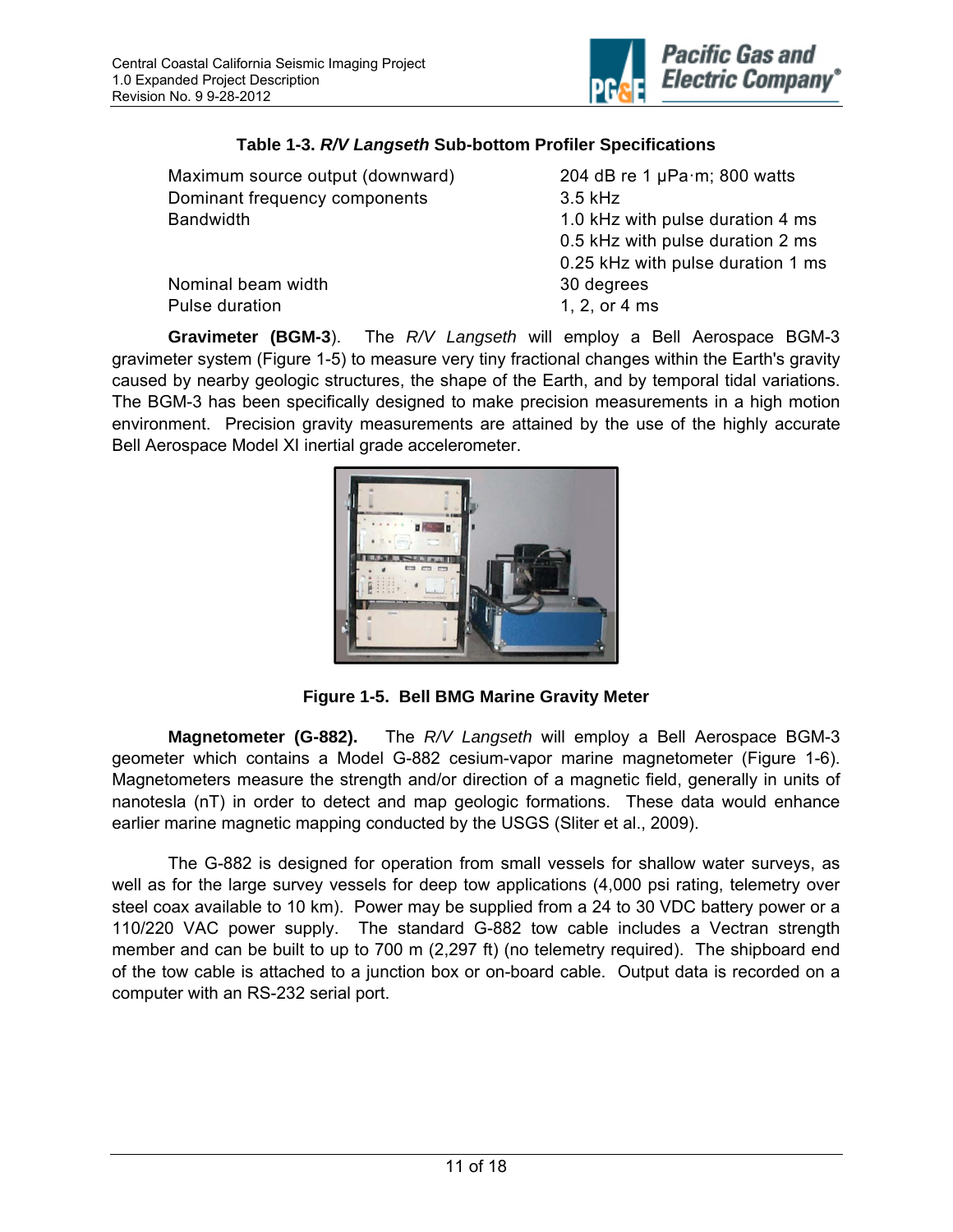**Table 1-3. *R/V Langseth* Sub-bottom Profiler Specifications**

| | |
|---|---|
| Maximum source output (downward) | 204 dB re 1 μPa·m; 800 watts |
| Dominant frequency components | 3.5 kHz |
| Bandwidth | 1.0 kHz with pulse duration 4 ms |
| | 0.5 kHz with pulse duration 2 ms |
| | 0.25 kHz with pulse duration 1 ms |
| Nominal beam width | 30 degrees |
| Pulse duration | 1, 2, or 4 ms |

**Gravimeter (BGM-3**). The *R/V Langseth* will employ a Bell Aerospace BGM-3 gravimeter system (Figure 1-5) to measure very tiny fractional changes within the Earth's gravity caused by nearby geologic structures, the shape of the Earth, and by temporal tidal variations. The BGM-3 has been specifically designed to make precision measurements in a high motion environment. Precision gravity measurements are attained by the use of the highly accurate Bell Aerospace Model XI inertial grade accelerometer.

**Figure 1-5. Bell BMG Marine Gravity Meter**

**Magnetometer (G-882).** The *R/V Langseth* will employ a Bell Aerospace BGM-3 geometer which contains a Model G-882 cesium-vapor marine magnetometer (Figure 1-6). Magnetometers measure the strength and/or direction of a magnetic field, generally in units of nanotesla (nT) in order to detect and map geologic formations. These data would enhance earlier marine magnetic mapping conducted by the USGS (Sliter et al., 2009).

The G-882 is designed for operation from small vessels for shallow water surveys, as well as for the large survey vessels for deep tow applications (4,000 psi rating, telemetry over steel coax available to 10 km). Power may be supplied from a 24 to 30 VDC battery power or a 110/220 VAC power supply. The standard G-882 tow cable includes a Vectran strength member and can be built to up to 700 m (2,297 ft) (no telemetry required). The shipboard end of the tow cable is attached to a junction box or on-board cable. Output data is recorded on a computer with an RS-232 serial port.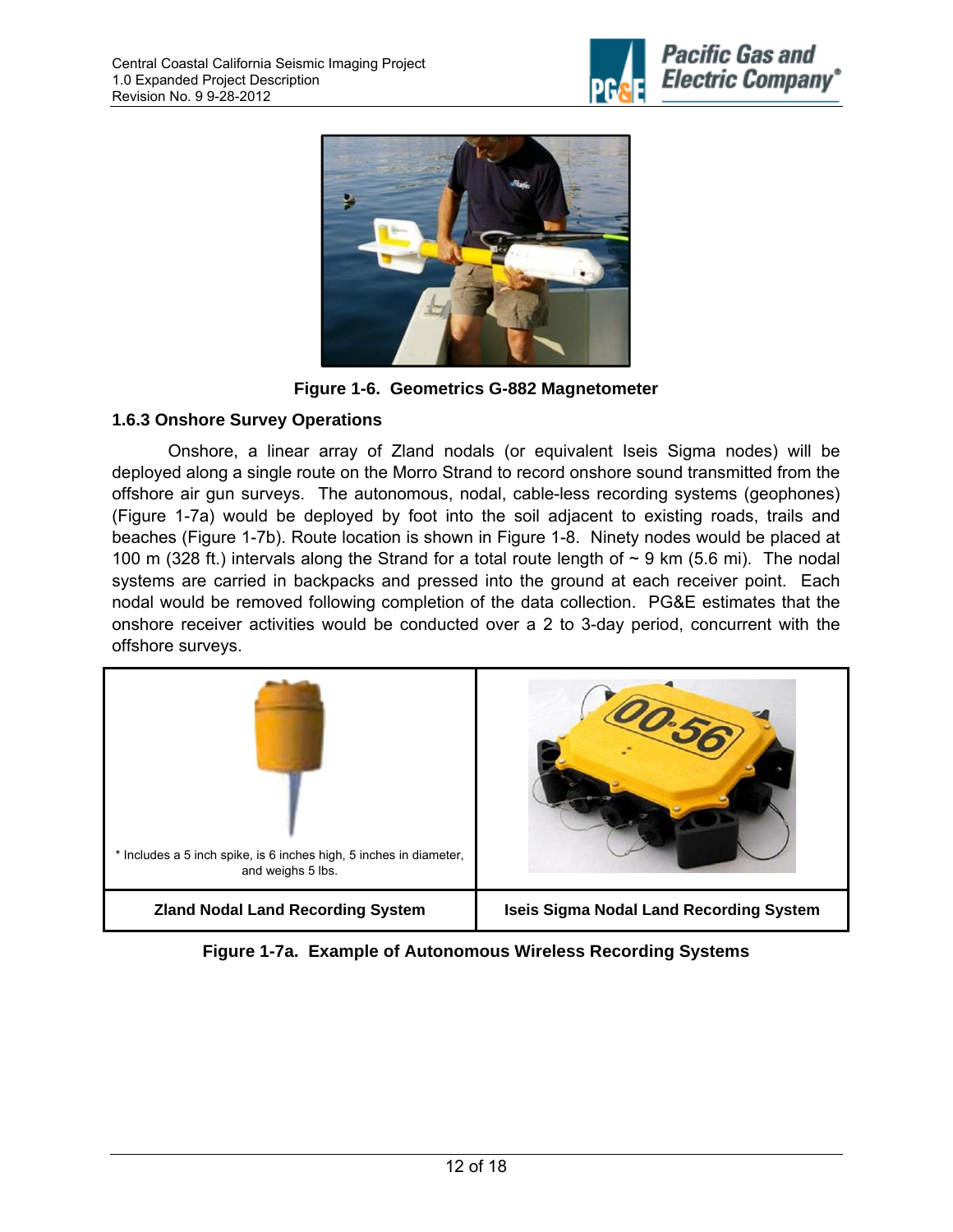Figure 1-6. Geometrics G-882 Magnetometer

### 1.6.3 Onshore Survey Operations

Onshore, a linear array of Zland nodals (or equivalent Iseis Sigma nodes) will be deployed along a single route on the Morro Strand to record onshore sound transmitted from the offshore air gun surveys. The autonomous, nodal, cable-less recording systems (geophones) (Figure 1-7a) would be deployed by foot into the soil adjacent to existing roads, trails and beaches (Figure 1-7b). Route location is shown in Figure 1-8. Ninety nodes would be placed at 100 m (328 ft.) intervals along the Strand for a total route length of ~ 9 km (5.6 mi). The nodal systems are carried in backpacks and pressed into the ground at each receiver point. Each nodal would be removed following completion of the data collection. PG&E estimates that the onshore receiver activities would be conducted over a 2 to 3-day period, concurrent with the offshore surveys.

| * Includes a 5 inch spike, is 6 inches high, 5 inches in diameter, and weighs 5 lbs. | |
|---|---|
| **Zland Nodal Land Recording System** | **Iseis Sigma Nodal Land Recording System** |

**Figure 1-7a. Example of Autonomous Wireless Recording Systems**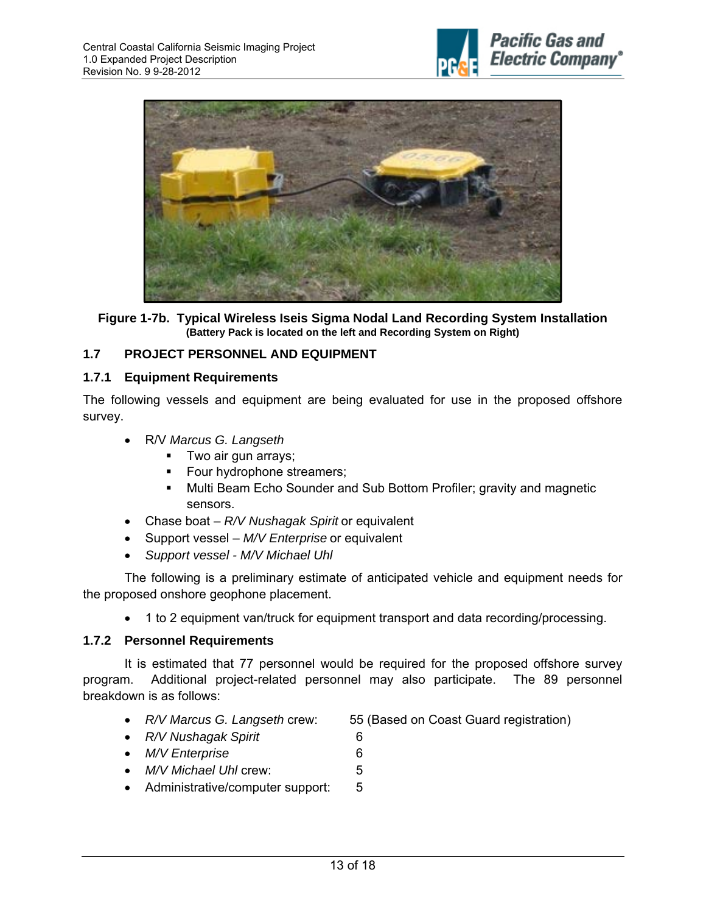**Figure 1-7b. Typical Wireless Iseis Sigma Nodal Land Recording System Installation**
**(Battery Pack is located on the left and Recording System on Right)**

## 1.7 PROJECT PERSONNEL AND EQUIPMENT

### 1.7.1 Equipment Requirements

The following vessels and equipment are being evaluated for use in the proposed offshore survey.

- R/V *Marcus G. Langseth*
  - Two air gun arrays;
  - Four hydrophone streamers;
  - Multi Beam Echo Sounder and Sub Bottom Profiler; gravity and magnetic sensors.
- Chase boat – *R/V Nushagak Spirit* or equivalent
- Support vessel – *M/V Enterprise* or equivalent
- *Support vessel - M/V Michael Uhl*

The following is a preliminary estimate of anticipated vehicle and equipment needs for the proposed onshore geophone placement.

- 1 to 2 equipment van/truck for equipment transport and data recording/processing.

### 1.7.2 Personnel Requirements

It is estimated that 77 personnel would be required for the proposed offshore survey program. Additional project-related personnel may also participate. The 89 personnel breakdown is as follows:

- *R/V Marcus G. Langseth* crew: 55 (Based on Coast Guard registration)
- *R/V Nushagak Spirit* 6
- *M/V Enterprise* 6
- *M/V Michael Uhl* crew: 5
- Administrative/computer support: 5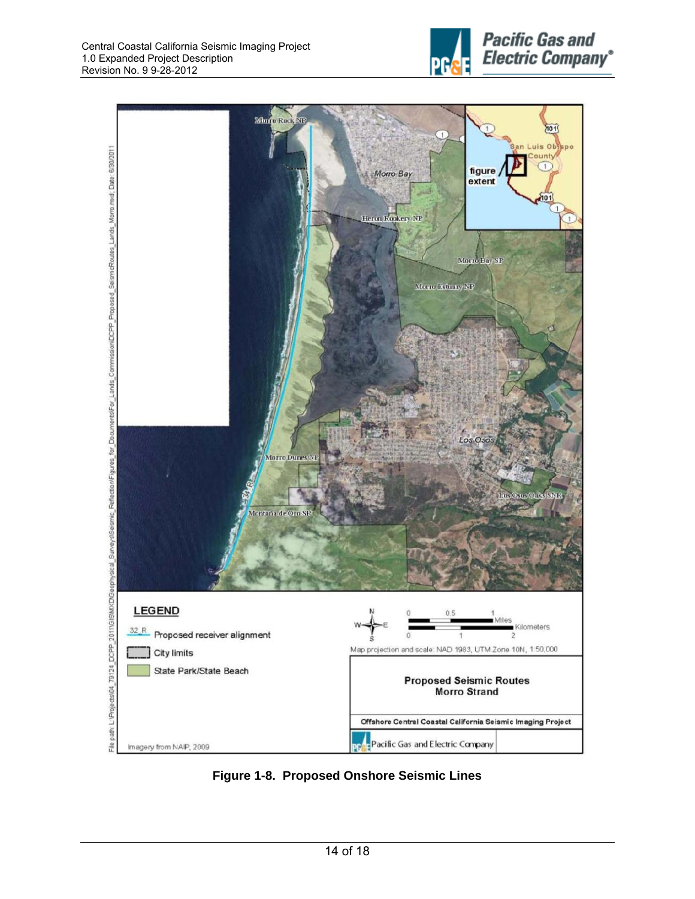Figure 1-8. Proposed Onshore Seismic Lines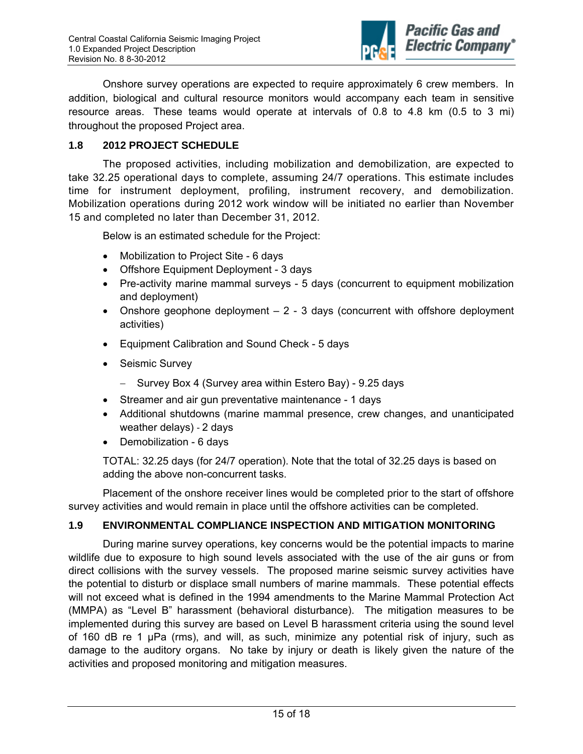Onshore survey operations are expected to require approximately 6 crew members. In addition, biological and cultural resource monitors would accompany each team in sensitive resource areas. These teams would operate at intervals of 0.8 to 4.8 km (0.5 to 3 mi) throughout the proposed Project area.

## 1.8 2012 PROJECT SCHEDULE

The proposed activities, including mobilization and demobilization, are expected to take 32.25 operational days to complete, assuming 24/7 operations. This estimate includes time for instrument deployment, profiling, instrument recovery, and demobilization. Mobilization operations during 2012 work window will be initiated no earlier than November 15 and completed no later than December 31, 2012.

Below is an estimated schedule for the Project:

- Mobilization to Project Site - 6 days
- Offshore Equipment Deployment - 3 days
- Pre-activity marine mammal surveys - 5 days (concurrent to equipment mobilization and deployment)
- Onshore geophone deployment – 2 - 3 days (concurrent with offshore deployment activities)
- Equipment Calibration and Sound Check - 5 days
- Seismic Survey
  - Survey Box 4 (Survey area within Estero Bay) - 9.25 days
- Streamer and air gun preventative maintenance - 1 days
- Additional shutdowns (marine mammal presence, crew changes, and unanticipated weather delays) - 2 days
- Demobilization - 6 days

TOTAL: 32.25 days (for 24/7 operation). Note that the total of 32.25 days is based on adding the above non-concurrent tasks.

Placement of the onshore receiver lines would be completed prior to the start of offshore survey activities and would remain in place until the offshore activities can be completed.

## 1.9 ENVIRONMENTAL COMPLIANCE INSPECTION AND MITIGATION MONITORING

During marine survey operations, key concerns would be the potential impacts to marine wildlife due to exposure to high sound levels associated with the use of the air guns or from direct collisions with the survey vessels. The proposed marine seismic survey activities have the potential to disturb or displace small numbers of marine mammals. These potential effects will not exceed what is defined in the 1994 amendments to the Marine Mammal Protection Act (MMPA) as "Level B" harassment (behavioral disturbance). The mitigation measures to be implemented during this survey are based on Level B harassment criteria using the sound level of 160 dB re 1 μPa (rms), and will, as such, minimize any potential risk of injury, such as damage to the auditory organs. No take by injury or death is likely given the nature of the activities and proposed monitoring and mitigation measures.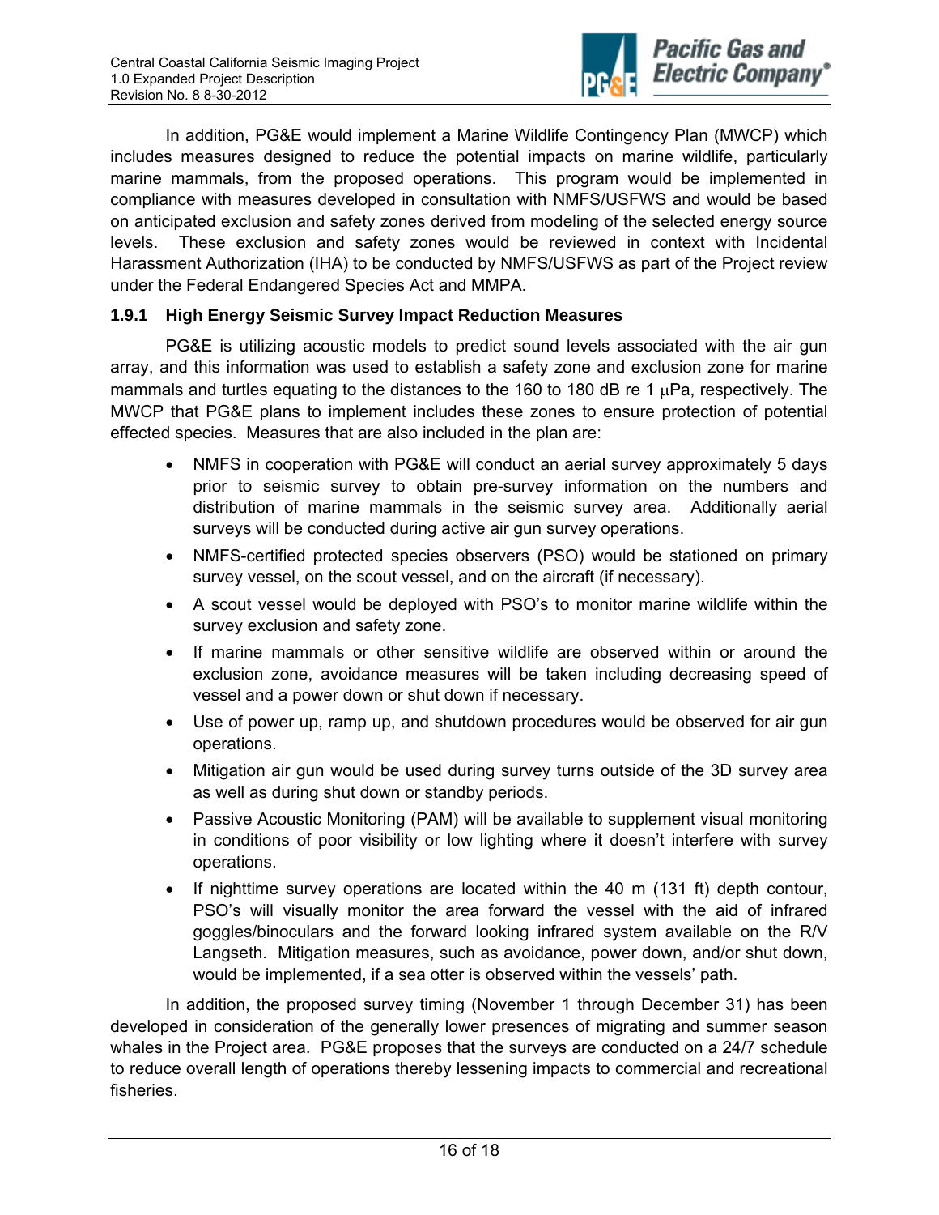In addition, PG&E would implement a Marine Wildlife Contingency Plan (MWCP) which includes measures designed to reduce the potential impacts on marine wildlife, particularly marine mammals, from the proposed operations. This program would be implemented in compliance with measures developed in consultation with NMFS/USFWS and would be based on anticipated exclusion and safety zones derived from modeling of the selected energy source levels. These exclusion and safety zones would be reviewed in context with Incidental Harassment Authorization (IHA) to be conducted by NMFS/USFWS as part of the Project review under the Federal Endangered Species Act and MMPA.

### 1.9.1 High Energy Seismic Survey Impact Reduction Measures

PG&E is utilizing acoustic models to predict sound levels associated with the air gun array, and this information was used to establish a safety zone and exclusion zone for marine mammals and turtles equating to the distances to the 160 to 180 dB re 1 μPa, respectively. The MWCP that PG&E plans to implement includes these zones to ensure protection of potential effected species. Measures that are also included in the plan are:

- NMFS in cooperation with PG&E will conduct an aerial survey approximately 5 days prior to seismic survey to obtain pre-survey information on the numbers and distribution of marine mammals in the seismic survey area. Additionally aerial surveys will be conducted during active air gun survey operations.
- NMFS-certified protected species observers (PSO) would be stationed on primary survey vessel, on the scout vessel, and on the aircraft (if necessary).
- A scout vessel would be deployed with PSO's to monitor marine wildlife within the survey exclusion and safety zone.
- If marine mammals or other sensitive wildlife are observed within or around the exclusion zone, avoidance measures will be taken including decreasing speed of vessel and a power down or shut down if necessary.
- Use of power up, ramp up, and shutdown procedures would be observed for air gun operations.
- Mitigation air gun would be used during survey turns outside of the 3D survey area as well as during shut down or standby periods.
- Passive Acoustic Monitoring (PAM) will be available to supplement visual monitoring in conditions of poor visibility or low lighting where it doesn't interfere with survey operations.
- If nighttime survey operations are located within the 40 m (131 ft) depth contour, PSO's will visually monitor the area forward the vessel with the aid of infrared goggles/binoculars and the forward looking infrared system available on the R/V Langseth. Mitigation measures, such as avoidance, power down, and/or shut down, would be implemented, if a sea otter is observed within the vessels' path.

In addition, the proposed survey timing (November 1 through December 31) has been developed in consideration of the generally lower presences of migrating and summer season whales in the Project area. PG&E proposes that the surveys are conducted on a 24/7 schedule to reduce overall length of operations thereby lessening impacts to commercial and recreational fisheries.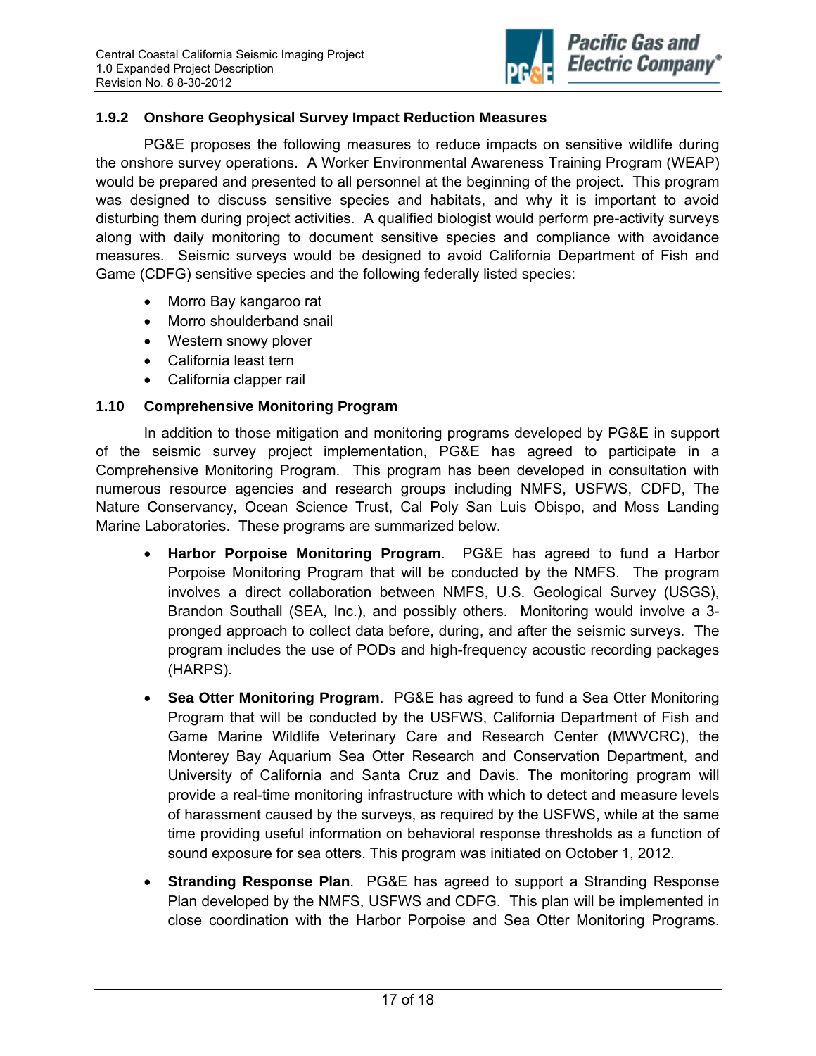### 1.9.2 Onshore Geophysical Survey Impact Reduction Measures

PG&E proposes the following measures to reduce impacts on sensitive wildlife during the onshore survey operations. A Worker Environmental Awareness Training Program (WEAP) would be prepared and presented to all personnel at the beginning of the project. This program was designed to discuss sensitive species and habitats, and why it is important to avoid disturbing them during project activities. A qualified biologist would perform pre-activity surveys along with daily monitoring to document sensitive species and compliance with avoidance measures. Seismic surveys would be designed to avoid California Department of Fish and Game (CDFG) sensitive species and the following federally listed species:

- Morro Bay kangaroo rat
- Morro shoulderband snail
- Western snowy plover
- California least tern
- California clapper rail

## 1.10 Comprehensive Monitoring Program

In addition to those mitigation and monitoring programs developed by PG&E in support of the seismic survey project implementation, PG&E has agreed to participate in a Comprehensive Monitoring Program. This program has been developed in consultation with numerous resource agencies and research groups including NMFS, USFWS, CDFD, The Nature Conservancy, Ocean Science Trust, Cal Poly San Luis Obispo, and Moss Landing Marine Laboratories. These programs are summarized below.

- **Harbor Porpoise Monitoring Program**. PG&E has agreed to fund a Harbor Porpoise Monitoring Program that will be conducted by the NMFS. The program involves a direct collaboration between NMFS, U.S. Geological Survey (USGS), Brandon Southall (SEA, Inc.), and possibly others. Monitoring would involve a 3-pronged approach to collect data before, during, and after the seismic surveys. The program includes the use of PODs and high-frequency acoustic recording packages (HARPS).

- **Sea Otter Monitoring Program**. PG&E has agreed to fund a Sea Otter Monitoring Program that will be conducted by the USFWS, California Department of Fish and Game Marine Wildlife Veterinary Care and Research Center (MWVCRC), the Monterey Bay Aquarium Sea Otter Research and Conservation Department, and University of California and Santa Cruz and Davis. The monitoring program will provide a real-time monitoring infrastructure with which to detect and measure levels of harassment caused by the surveys, as required by the USFWS, while at the same time providing useful information on behavioral response thresholds as a function of sound exposure for sea otters. This program was initiated on October 1, 2012.

- **Stranding Response Plan**. PG&E has agreed to support a Stranding Response Plan developed by the NMFS, USFWS and CDFG. This plan will be implemented in close coordination with the Harbor Porpoise and Sea Otter Monitoring Programs.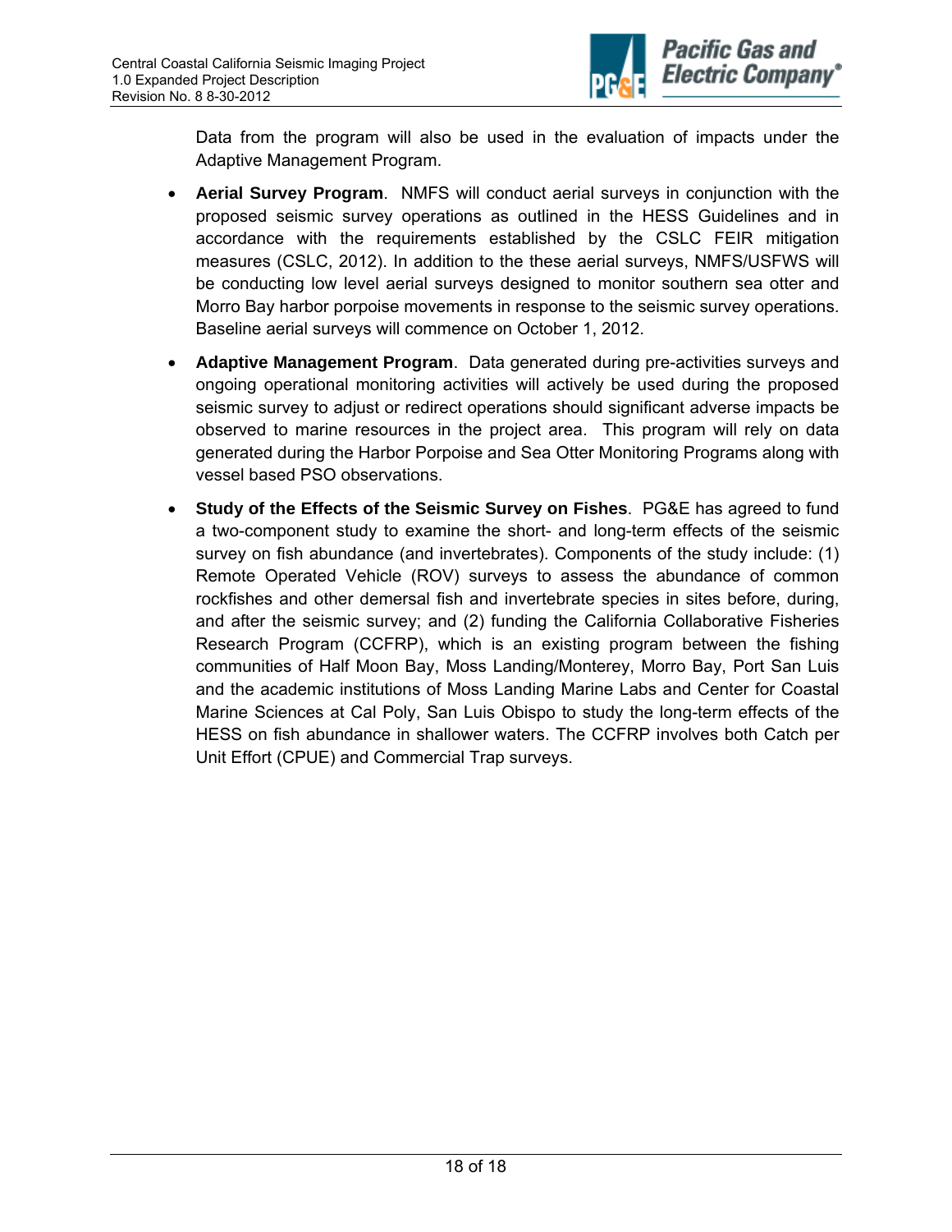Data from the program will also be used in the evaluation of impacts under the Adaptive Management Program.

- **Aerial Survey Program**. NMFS will conduct aerial surveys in conjunction with the proposed seismic survey operations as outlined in the HESS Guidelines and in accordance with the requirements established by the CSLC FEIR mitigation measures (CSLC, 2012). In addition to the these aerial surveys, NMFS/USFWS will be conducting low level aerial surveys designed to monitor southern sea otter and Morro Bay harbor porpoise movements in response to the seismic survey operations. Baseline aerial surveys will commence on October 1, 2012.
- **Adaptive Management Program**. Data generated during pre-activities surveys and ongoing operational monitoring activities will actively be used during the proposed seismic survey to adjust or redirect operations should significant adverse impacts be observed to marine resources in the project area. This program will rely on data generated during the Harbor Porpoise and Sea Otter Monitoring Programs along with vessel based PSO observations.
- **Study of the Effects of the Seismic Survey on Fishes**. PG&E has agreed to fund a two-component study to examine the short- and long-term effects of the seismic survey on fish abundance (and invertebrates). Components of the study include: (1) Remote Operated Vehicle (ROV) surveys to assess the abundance of common rockfishes and other demersal fish and invertebrate species in sites before, during, and after the seismic survey; and (2) funding the California Collaborative Fisheries Research Program (CCFRP), which is an existing program between the fishing communities of Half Moon Bay, Moss Landing/Monterey, Morro Bay, Port San Luis and the academic institutions of Moss Landing Marine Labs and Center for Coastal Marine Sciences at Cal Poly, San Luis Obispo to study the long-term effects of the HESS on fish abundance in shallower waters. The CCFRP involves both Catch per Unit Effort (CPUE) and Commercial Trap surveys.